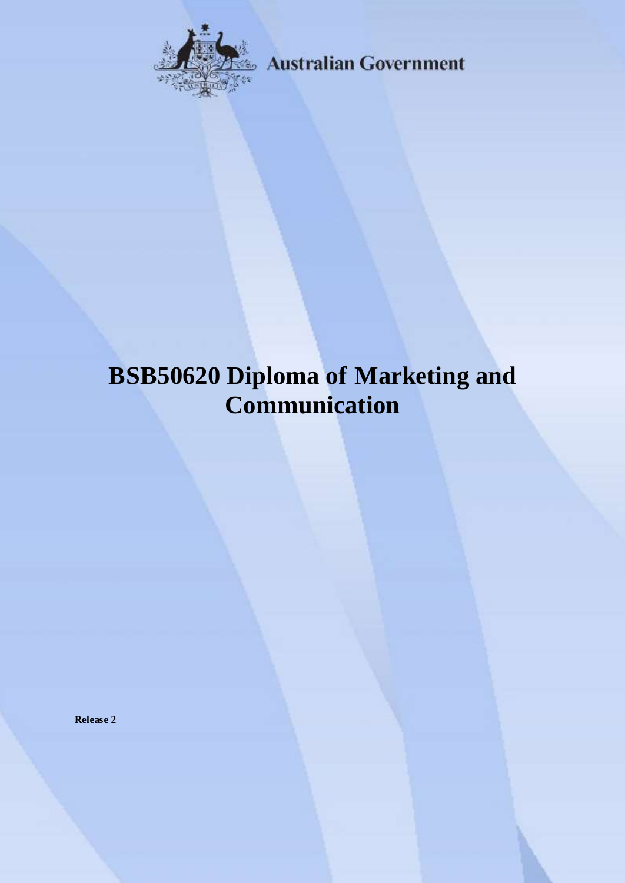Australian Government

# BSB50620 Diploma of Marketing and Communication

**Release 2**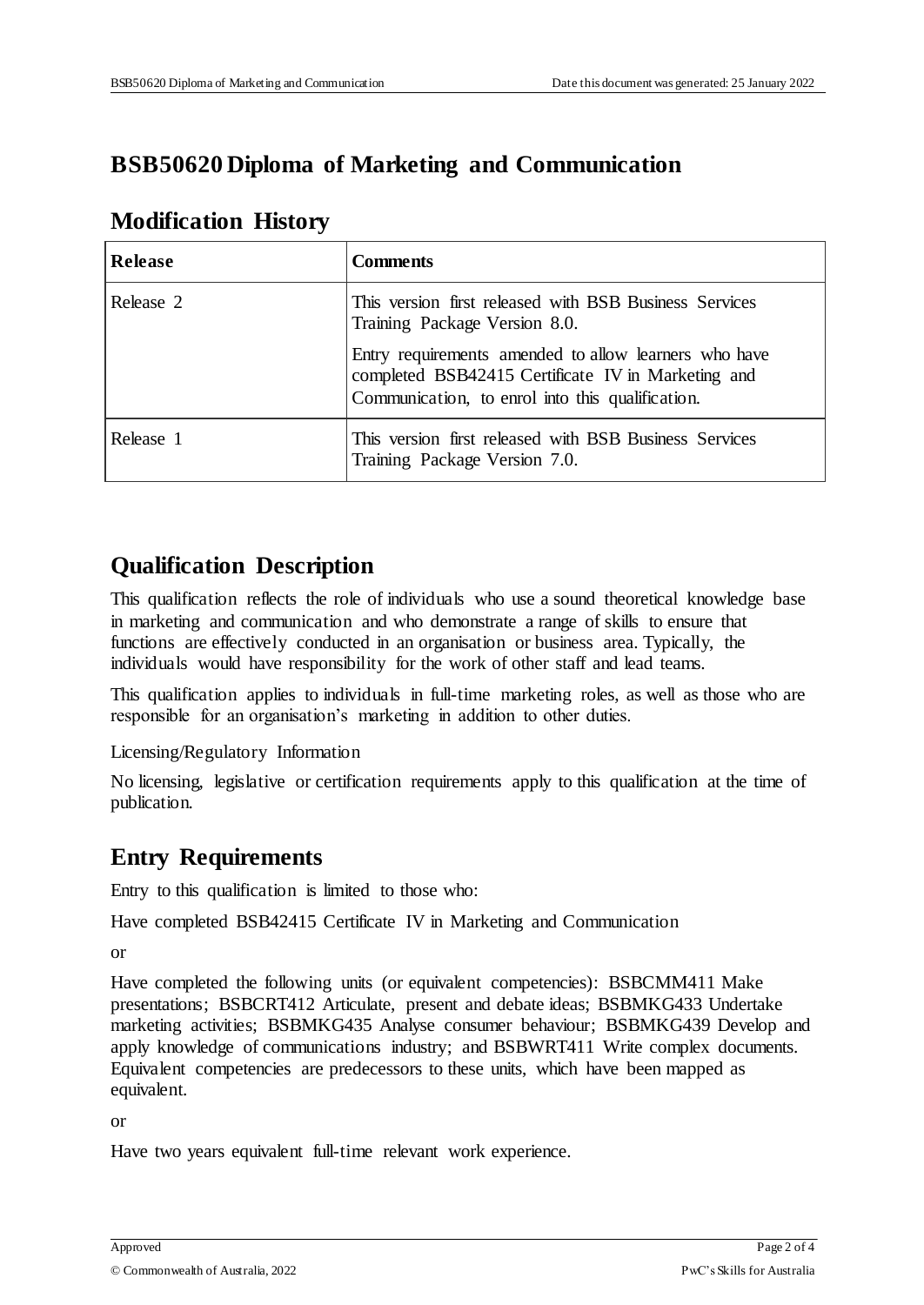# BSB50620 Diploma of Marketing and Communication

## Modification History

| Release | Comments |
| --- | --- |
| Release 2 | This version first released with BSB Business Services Training Package Version 8.0.<br><br>Entry requirements amended to allow learners who have completed BSB42415 Certificate IV in Marketing and Communication, to enrol into this qualification. |
| Release 1 | This version first released with BSB Business Services Training Package Version 7.0. |

## Qualification Description

This qualification reflects the role of individuals who use a sound theoretical knowledge base in marketing and communication and who demonstrate a range of skills to ensure that functions are effectively conducted in an organisation or business area. Typically, the individuals would have responsibility for the work of other staff and lead teams.

This qualification applies to individuals in full-time marketing roles, as well as those who are responsible for an organisation's marketing in addition to other duties.

Licensing/Regulatory Information

No licensing, legislative or certification requirements apply to this qualification at the time of publication.

## Entry Requirements

Entry to this qualification is limited to those who:

Have completed BSB42415 Certificate IV in Marketing and Communication

or

Have completed the following units (or equivalent competencies): BSBCMM411 Make presentations; BSBCRT412 Articulate, present and debate ideas; BSBMKG433 Undertake marketing activities; BSBMKG435 Analyse consumer behaviour; BSBMKG439 Develop and apply knowledge of communications industry; and BSBWRT411 Write complex documents. Equivalent competencies are predecessors to these units, which have been mapped as equivalent.

or

Have two years equivalent full-time relevant work experience.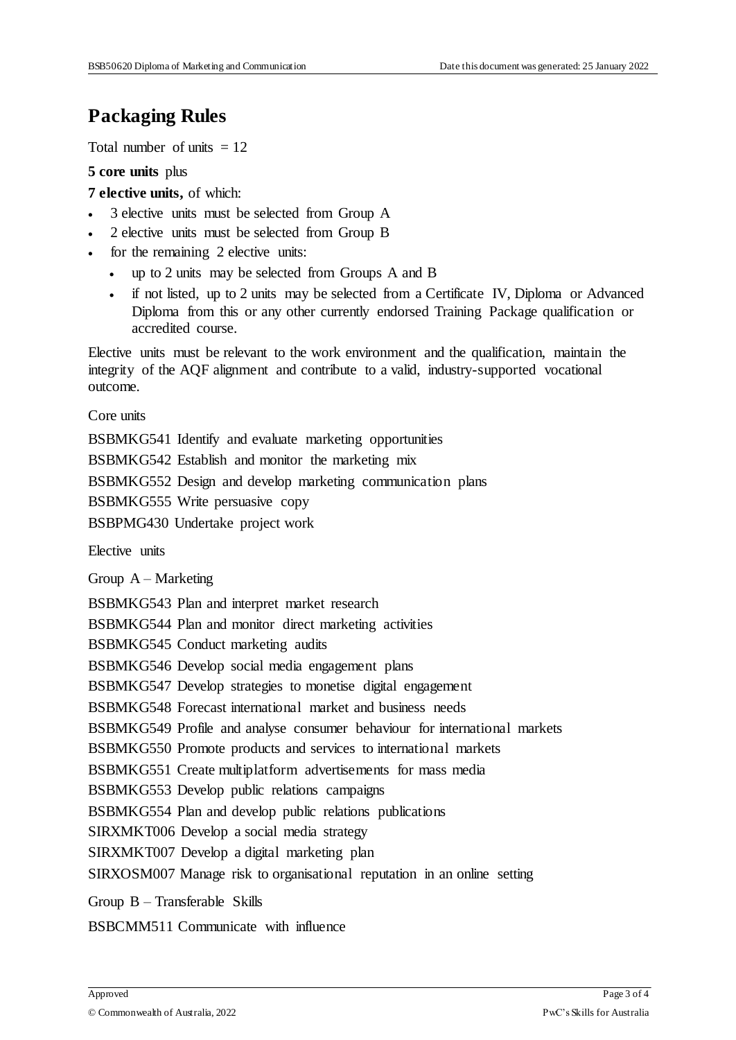## Packaging Rules

Total number of units = 12

**5 core units** plus

**7 elective units,** of which:

- 3 elective units must be selected from Group A
- 2 elective units must be selected from Group B
- for the remaining 2 elective units:
  - up to 2 units may be selected from Groups A and B
  - if not listed, up to 2 units may be selected from a Certificate IV, Diploma or Advanced Diploma from this or any other currently endorsed Training Package qualification or accredited course.

Elective units must be relevant to the work environment and the qualification, maintain the integrity of the AQF alignment and contribute to a valid, industry-supported vocational outcome.

Core units

BSBMKG541 Identify and evaluate marketing opportunities

BSBMKG542 Establish and monitor the marketing mix

BSBMKG552 Design and develop marketing communication plans

BSBMKG555 Write persuasive copy

BSBPMG430 Undertake project work

Elective units

Group A – Marketing

BSBMKG543 Plan and interpret market research

BSBMKG544 Plan and monitor direct marketing activities

BSBMKG545 Conduct marketing audits

BSBMKG546 Develop social media engagement plans

BSBMKG547 Develop strategies to monetise digital engagement

BSBMKG548 Forecast international market and business needs

BSBMKG549 Profile and analyse consumer behaviour for international markets

BSBMKG550 Promote products and services to international markets

BSBMKG551 Create multiplatform advertisements for mass media

BSBMKG553 Develop public relations campaigns

BSBMKG554 Plan and develop public relations publications

SIRXMKT006 Develop a social media strategy

SIRXMKT007 Develop a digital marketing plan

SIRXOSM007 Manage risk to organisational reputation in an online setting

Group B – Transferable Skills

BSBCMM511 Communicate with influence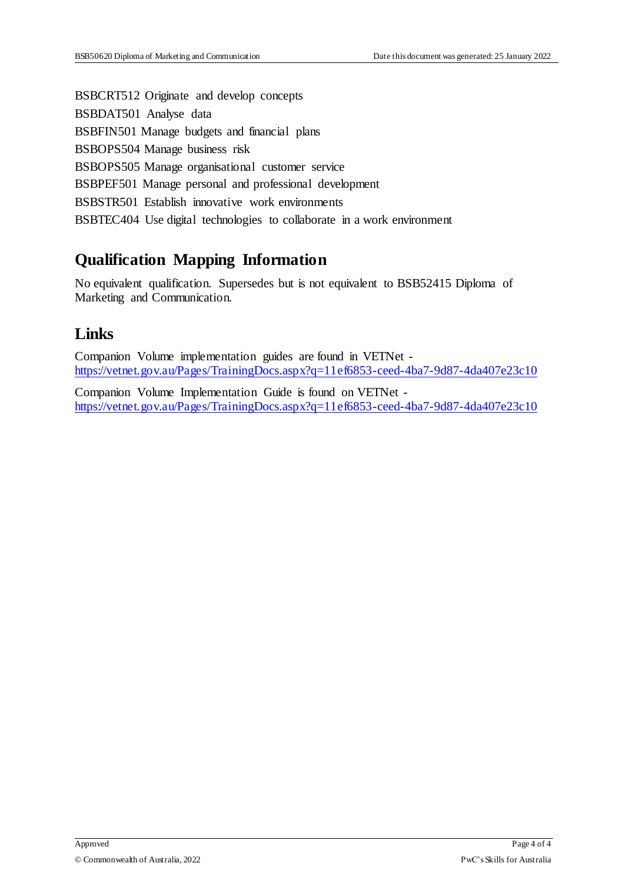BSBCRT512 Originate and develop concepts

BSBDAT501 Analyse data

BSBFIN501 Manage budgets and financial plans

BSBOPS504 Manage business risk

BSBOPS505 Manage organisational customer service

BSBPEF501 Manage personal and professional development

BSBSTR501 Establish innovative work environments

BSBTEC404 Use digital technologies to collaborate in a work environment

## Qualification Mapping Information

No equivalent qualification. Supersedes but is not equivalent to BSB52415 Diploma of Marketing and Communication.

## Links

Companion Volume implementation guides are found in VETNet - https://vetnet.gov.au/Pages/TrainingDocs.aspx?q=11ef6853-ceed-4ba7-9d87-4da407e23c10

Companion Volume Implementation Guide is found on VETNet - https://vetnet.gov.au/Pages/TrainingDocs.aspx?q=11ef6853-ceed-4ba7-9d87-4da407e23c10